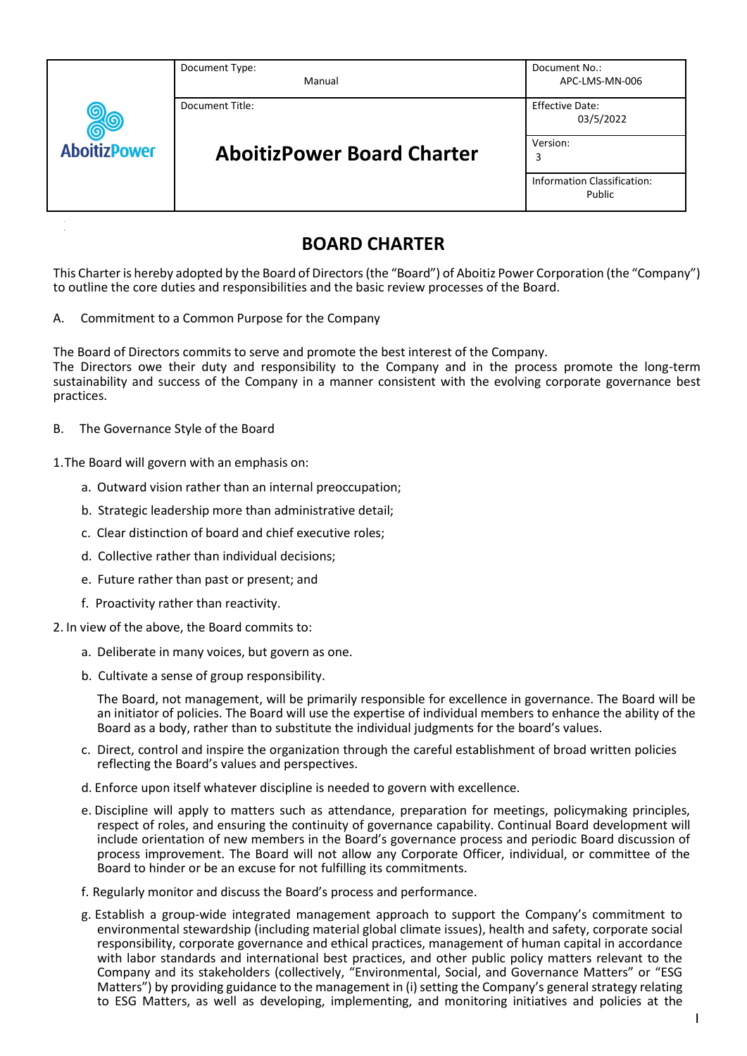| | Document Type: Manual | Document No.: APC-LMS-MN-006 |
|---|---|---|
| AboitizPower | Document Title: | Effective Date: 03/5/2022 |
| | **AboitizPower Board Charter** | Version: 3 |
| | | Information Classification: Public |

# BOARD CHARTER

This Charter is hereby adopted by the Board of Directors (the "Board") of Aboitiz Power Corporation (the "Company") to outline the core duties and responsibilities and the basic review processes of the Board.

A. Commitment to a Common Purpose for the Company

The Board of Directors commits to serve and promote the best interest of the Company.
The Directors owe their duty and responsibility to the Company and in the process promote the long-term sustainability and success of the Company in a manner consistent with the evolving corporate governance best practices.

B. The Governance Style of the Board

1. The Board will govern with an emphasis on:

   a. Outward vision rather than an internal preoccupation;

   b. Strategic leadership more than administrative detail;

   c. Clear distinction of board and chief executive roles;

   d. Collective rather than individual decisions;

   e. Future rather than past or present; and

   f. Proactivity rather than reactivity.

2. In view of the above, the Board commits to:

   a. Deliberate in many voices, but govern as one.

   b. Cultivate a sense of group responsibility.

      The Board, not management, will be primarily responsible for excellence in governance. The Board will be an initiator of policies. The Board will use the expertise of individual members to enhance the ability of the Board as a body, rather than to substitute the individual judgments for the board's values.

   c. Direct, control and inspire the organization through the careful establishment of broad written policies reflecting the Board's values and perspectives.

   d. Enforce upon itself whatever discipline is needed to govern with excellence.

   e. Discipline will apply to matters such as attendance, preparation for meetings, policymaking principles, respect of roles, and ensuring the continuity of governance capability. Continual Board development will include orientation of new members in the Board's governance process and periodic Board discussion of process improvement. The Board will not allow any Corporate Officer, individual, or committee of the Board to hinder or be an excuse for not fulfilling its commitments.

   f. Regularly monitor and discuss the Board's process and performance.

   g. Establish a group-wide integrated management approach to support the Company's commitment to environmental stewardship (including material global climate issues), health and safety, corporate social responsibility, corporate governance and ethical practices, management of human capital in accordance with labor standards and international best practices, and other public policy matters relevant to the Company and its stakeholders (collectively, "Environmental, Social, and Governance Matters" or "ESG Matters") by providing guidance to the management in (i) setting the Company's general strategy relating to ESG Matters, as well as developing, implementing, and monitoring initiatives and policies at the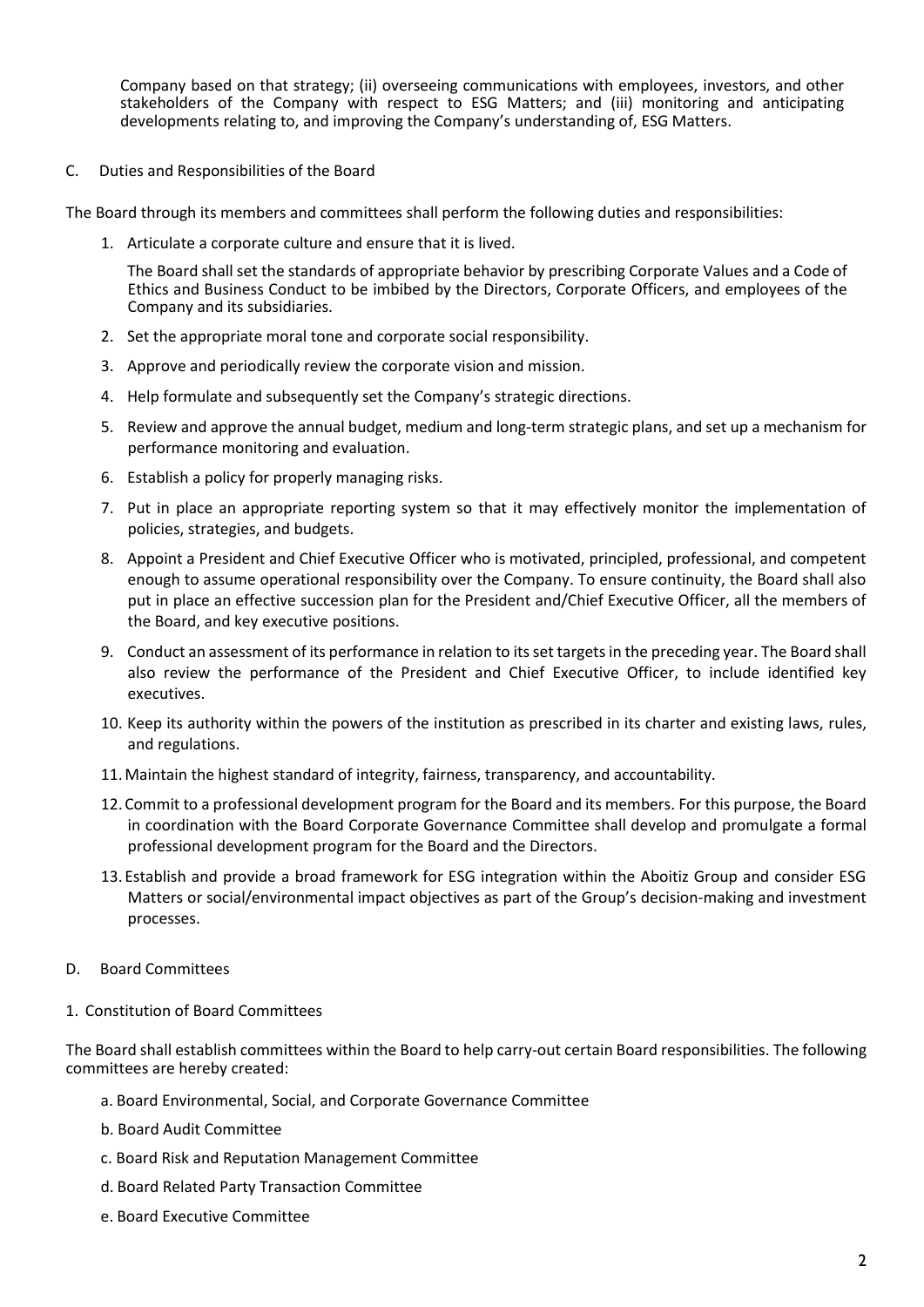Company based on that strategy; (ii) overseeing communications with employees, investors, and other stakeholders of the Company with respect to ESG Matters; and (iii) monitoring and anticipating developments relating to, and improving the Company's understanding of, ESG Matters.

## C. Duties and Responsibilities of the Board

The Board through its members and committees shall perform the following duties and responsibilities:

1. Articulate a corporate culture and ensure that it is lived.

   The Board shall set the standards of appropriate behavior by prescribing Corporate Values and a Code of Ethics and Business Conduct to be imbibed by the Directors, Corporate Officers, and employees of the Company and its subsidiaries.

2. Set the appropriate moral tone and corporate social responsibility.
3. Approve and periodically review the corporate vision and mission.
4. Help formulate and subsequently set the Company's strategic directions.
5. Review and approve the annual budget, medium and long-term strategic plans, and set up a mechanism for performance monitoring and evaluation.
6. Establish a policy for properly managing risks.
7. Put in place an appropriate reporting system so that it may effectively monitor the implementation of policies, strategies, and budgets.
8. Appoint a President and Chief Executive Officer who is motivated, principled, professional, and competent enough to assume operational responsibility over the Company. To ensure continuity, the Board shall also put in place an effective succession plan for the President and/Chief Executive Officer, all the members of the Board, and key executive positions.
9. Conduct an assessment of its performance in relation to its set targets in the preceding year. The Board shall also review the performance of the President and Chief Executive Officer, to include identified key executives.
10. Keep its authority within the powers of the institution as prescribed in its charter and existing laws, rules, and regulations.
11. Maintain the highest standard of integrity, fairness, transparency, and accountability.
12. Commit to a professional development program for the Board and its members. For this purpose, the Board in coordination with the Board Corporate Governance Committee shall develop and promulgate a formal professional development program for the Board and the Directors.
13. Establish and provide a broad framework for ESG integration within the Aboitiz Group and consider ESG Matters or social/environmental impact objectives as part of the Group's decision-making and investment processes.

## D. Board Committees

### 1. Constitution of Board Committees

The Board shall establish committees within the Board to help carry-out certain Board responsibilities. The following committees are hereby created:

a. Board Environmental, Social, and Corporate Governance Committee

b. Board Audit Committee

c. Board Risk and Reputation Management Committee

d. Board Related Party Transaction Committee

e. Board Executive Committee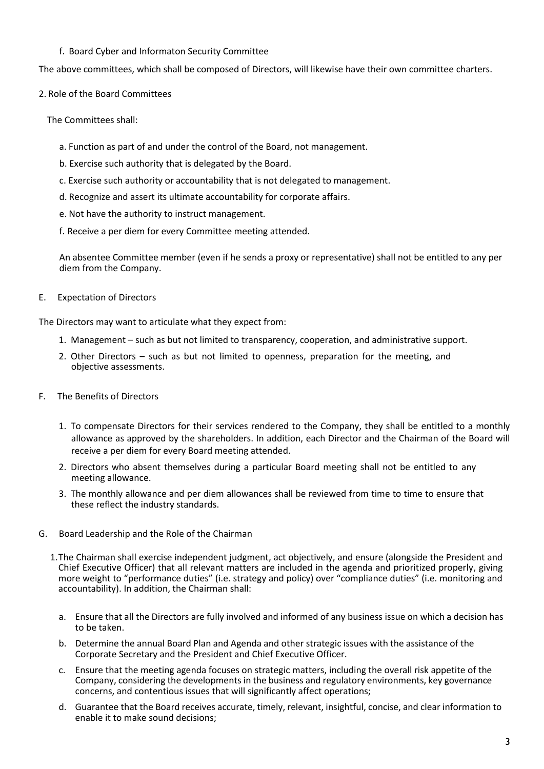f. Board Cyber and Informaton Security Committee

The above committees, which shall be composed of Directors, will likewise have their own committee charters.

2. Role of the Board Committees

The Committees shall:

a. Function as part of and under the control of the Board, not management.

b. Exercise such authority that is delegated by the Board.

c. Exercise such authority or accountability that is not delegated to management.

d. Recognize and assert its ultimate accountability for corporate affairs.

e. Not have the authority to instruct management.

f. Receive a per diem for every Committee meeting attended.

An absentee Committee member (even if he sends a proxy or representative) shall not be entitled to any per diem from the Company.

E. Expectation of Directors

The Directors may want to articulate what they expect from:

1. Management – such as but not limited to transparency, cooperation, and administrative support.
2. Other Directors – such as but not limited to openness, preparation for the meeting, and objective assessments.

F. The Benefits of Directors

1. To compensate Directors for their services rendered to the Company, they shall be entitled to a monthly allowance as approved by the shareholders. In addition, each Director and the Chairman of the Board will receive a per diem for every Board meeting attended.
2. Directors who absent themselves during a particular Board meeting shall not be entitled to any meeting allowance.
3. The monthly allowance and per diem allowances shall be reviewed from time to time to ensure that these reflect the industry standards.

G. Board Leadership and the Role of the Chairman

1. The Chairman shall exercise independent judgment, act objectively, and ensure (alongside the President and Chief Executive Officer) that all relevant matters are included in the agenda and prioritized properly, giving more weight to "performance duties" (i.e. strategy and policy) over "compliance duties" (i.e. monitoring and accountability). In addition, the Chairman shall:

   a. Ensure that all the Directors are fully involved and informed of any business issue on which a decision has to be taken.
   b. Determine the annual Board Plan and Agenda and other strategic issues with the assistance of the Corporate Secretary and the President and Chief Executive Officer.
   c. Ensure that the meeting agenda focuses on strategic matters, including the overall risk appetite of the Company, considering the developments in the business and regulatory environments, key governance concerns, and contentious issues that will significantly affect operations;
   d. Guarantee that the Board receives accurate, timely, relevant, insightful, concise, and clear information to enable it to make sound decisions;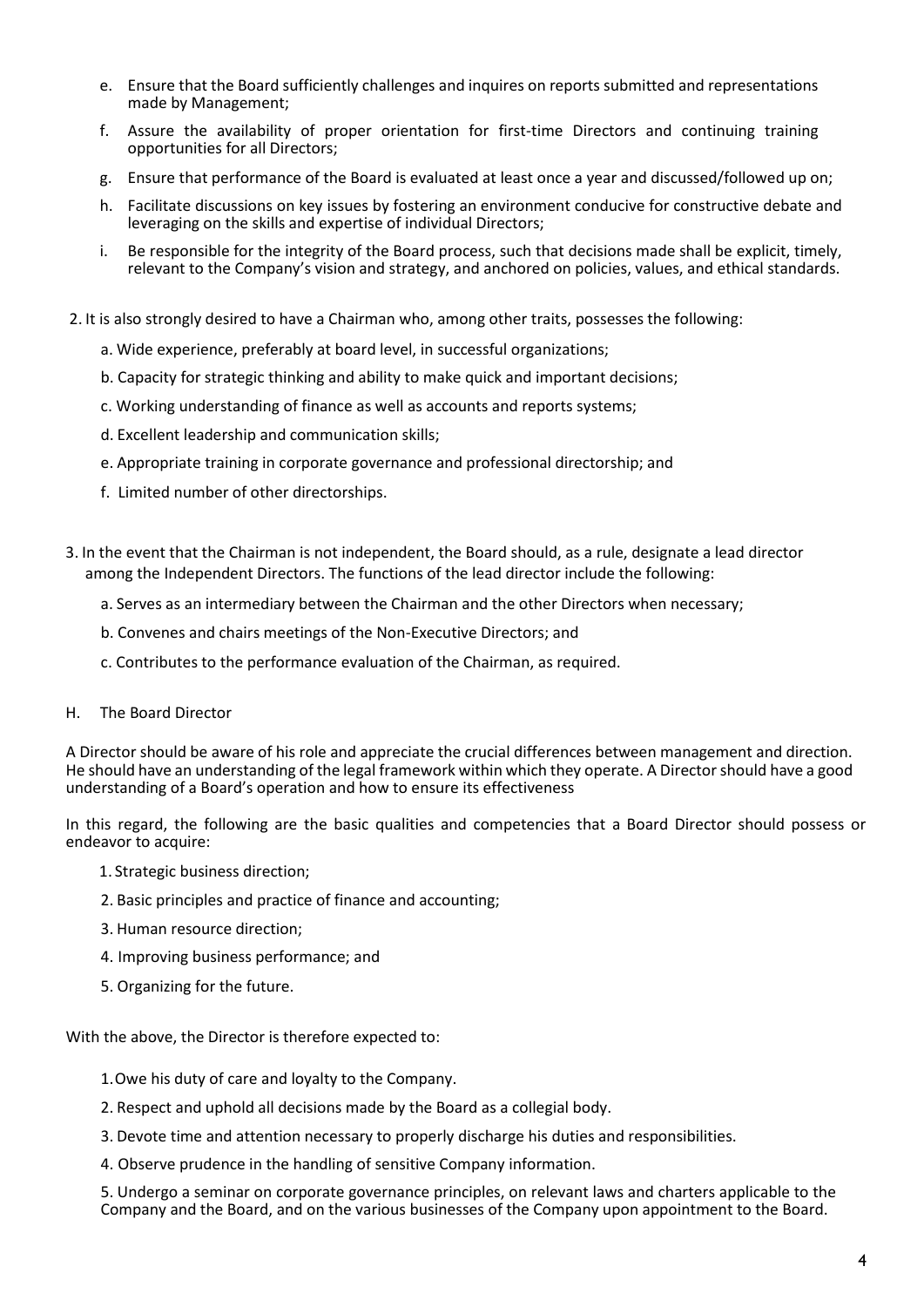e. Ensure that the Board sufficiently challenges and inquires on reports submitted and representations made by Management;

f. Assure the availability of proper orientation for first-time Directors and continuing training opportunities for all Directors;

g. Ensure that performance of the Board is evaluated at least once a year and discussed/followed up on;

h. Facilitate discussions on key issues by fostering an environment conducive for constructive debate and leveraging on the skills and expertise of individual Directors;

i. Be responsible for the integrity of the Board process, such that decisions made shall be explicit, timely, relevant to the Company's vision and strategy, and anchored on policies, values, and ethical standards.

2. It is also strongly desired to have a Chairman who, among other traits, possesses the following:

   a. Wide experience, preferably at board level, in successful organizations;

   b. Capacity for strategic thinking and ability to make quick and important decisions;

   c. Working understanding of finance as well as accounts and reports systems;

   d. Excellent leadership and communication skills;

   e. Appropriate training in corporate governance and professional directorship; and

   f. Limited number of other directorships.

3. In the event that the Chairman is not independent, the Board should, as a rule, designate a lead director among the Independent Directors. The functions of the lead director include the following:

   a. Serves as an intermediary between the Chairman and the other Directors when necessary;

   b. Convenes and chairs meetings of the Non-Executive Directors; and

   c. Contributes to the performance evaluation of the Chairman, as required.

H. The Board Director

A Director should be aware of his role and appreciate the crucial differences between management and direction. He should have an understanding of the legal framework within which they operate. A Director should have a good understanding of a Board's operation and how to ensure its effectiveness

In this regard, the following are the basic qualities and competencies that a Board Director should possess or endeavor to acquire:

1. Strategic business direction;
2. Basic principles and practice of finance and accounting;
3. Human resource direction;
4. Improving business performance; and
5. Organizing for the future.

With the above, the Director is therefore expected to:

1. Owe his duty of care and loyalty to the Company.
2. Respect and uphold all decisions made by the Board as a collegial body.
3. Devote time and attention necessary to properly discharge his duties and responsibilities.
4. Observe prudence in the handling of sensitive Company information.
5. Undergo a seminar on corporate governance principles, on relevant laws and charters applicable to the Company and the Board, and on the various businesses of the Company upon appointment to the Board.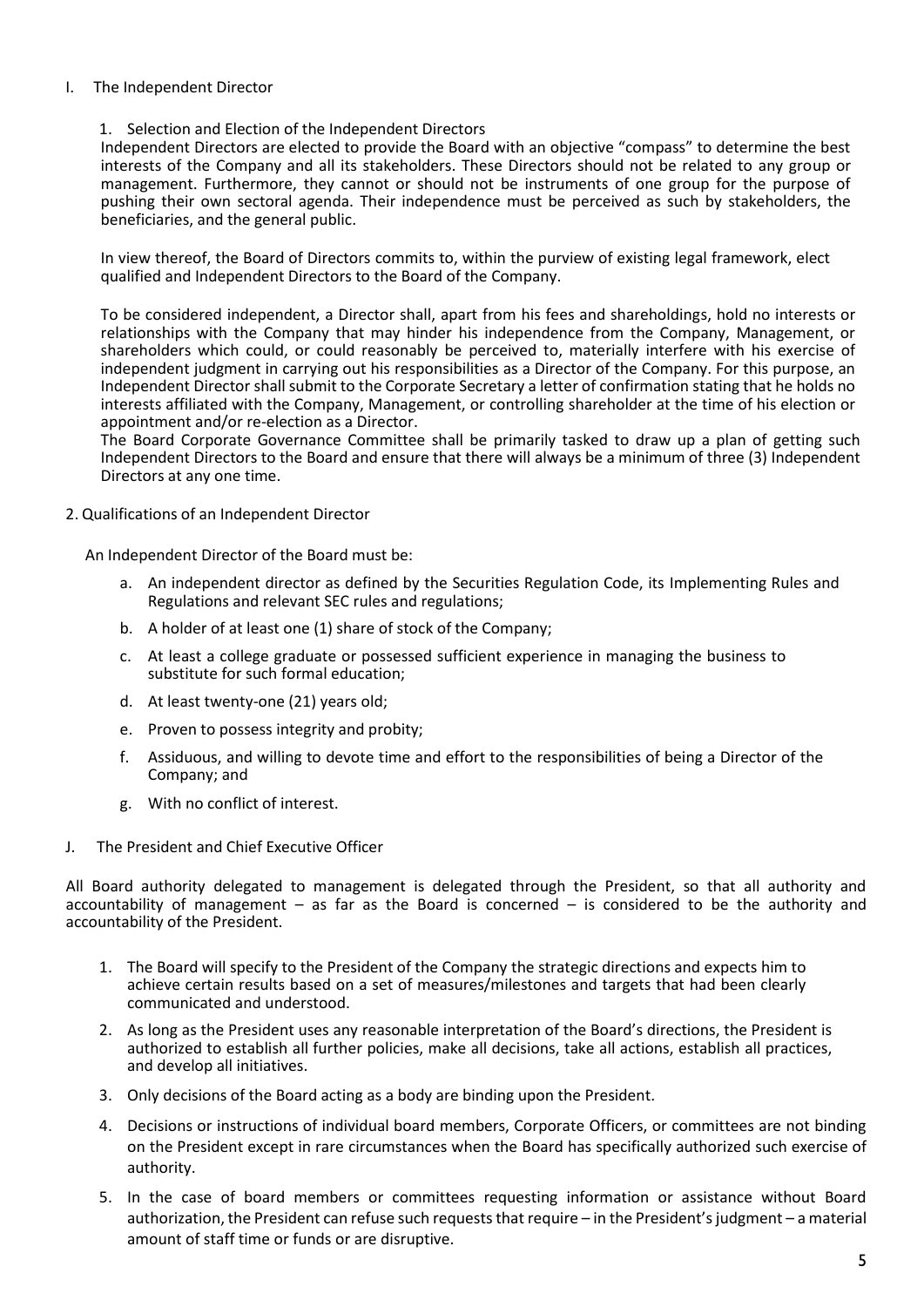## I. The Independent Director

### 1. Selection and Election of the Independent Directors

Independent Directors are elected to provide the Board with an objective "compass" to determine the best interests of the Company and all its stakeholders. These Directors should not be related to any group or management. Furthermore, they cannot or should not be instruments of one group for the purpose of pushing their own sectoral agenda. Their independence must be perceived as such by stakeholders, the beneficiaries, and the general public.

In view thereof, the Board of Directors commits to, within the purview of existing legal framework, elect qualified and Independent Directors to the Board of the Company.

To be considered independent, a Director shall, apart from his fees and shareholdings, hold no interests or relationships with the Company that may hinder his independence from the Company, Management, or shareholders which could, or could reasonably be perceived to, materially interfere with his exercise of independent judgment in carrying out his responsibilities as a Director of the Company. For this purpose, an Independent Director shall submit to the Corporate Secretary a letter of confirmation stating that he holds no interests affiliated with the Company, Management, or controlling shareholder at the time of his election or appointment and/or re-election as a Director.

The Board Corporate Governance Committee shall be primarily tasked to draw up a plan of getting such Independent Directors to the Board and ensure that there will always be a minimum of three (3) Independent Directors at any one time.

### 2. Qualifications of an Independent Director

An Independent Director of the Board must be:

a. An independent director as defined by the Securities Regulation Code, its Implementing Rules and Regulations and relevant SEC rules and regulations;

b. A holder of at least one (1) share of stock of the Company;

c. At least a college graduate or possessed sufficient experience in managing the business to substitute for such formal education;

d. At least twenty-one (21) years old;

e. Proven to possess integrity and probity;

f. Assiduous, and willing to devote time and effort to the responsibilities of being a Director of the Company; and

g. With no conflict of interest.

## J. The President and Chief Executive Officer

All Board authority delegated to management is delegated through the President, so that all authority and accountability of management – as far as the Board is concerned – is considered to be the authority and accountability of the President.

1. The Board will specify to the President of the Company the strategic directions and expects him to achieve certain results based on a set of measures/milestones and targets that had been clearly communicated and understood.
2. As long as the President uses any reasonable interpretation of the Board's directions, the President is authorized to establish all further policies, make all decisions, take all actions, establish all practices, and develop all initiatives.
3. Only decisions of the Board acting as a body are binding upon the President.
4. Decisions or instructions of individual board members, Corporate Officers, or committees are not binding on the President except in rare circumstances when the Board has specifically authorized such exercise of authority.
5. In the case of board members or committees requesting information or assistance without Board authorization, the President can refuse such requests that require – in the President's judgment – a material amount of staff time or funds or are disruptive.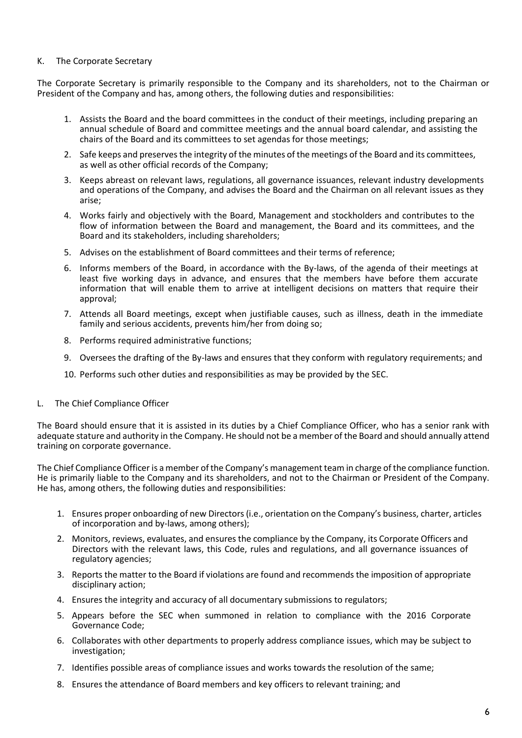## K. The Corporate Secretary

The Corporate Secretary is primarily responsible to the Company and its shareholders, not to the Chairman or President of the Company and has, among others, the following duties and responsibilities:

1. Assists the Board and the board committees in the conduct of their meetings, including preparing an annual schedule of Board and committee meetings and the annual board calendar, and assisting the chairs of the Board and its committees to set agendas for those meetings;
2. Safe keeps and preserves the integrity of the minutes of the meetings of the Board and its committees, as well as other official records of the Company;
3. Keeps abreast on relevant laws, regulations, all governance issuances, relevant industry developments and operations of the Company, and advises the Board and the Chairman on all relevant issues as they arise;
4. Works fairly and objectively with the Board, Management and stockholders and contributes to the flow of information between the Board and management, the Board and its committees, and the Board and its stakeholders, including shareholders;
5. Advises on the establishment of Board committees and their terms of reference;
6. Informs members of the Board, in accordance with the By-laws, of the agenda of their meetings at least five working days in advance, and ensures that the members have before them accurate information that will enable them to arrive at intelligent decisions on matters that require their approval;
7. Attends all Board meetings, except when justifiable causes, such as illness, death in the immediate family and serious accidents, prevents him/her from doing so;
8. Performs required administrative functions;
9. Oversees the drafting of the By-laws and ensures that they conform with regulatory requirements; and
10. Performs such other duties and responsibilities as may be provided by the SEC.

## L. The Chief Compliance Officer

The Board should ensure that it is assisted in its duties by a Chief Compliance Officer, who has a senior rank with adequate stature and authority in the Company. He should not be a member of the Board and should annually attend training on corporate governance.

The Chief Compliance Officer is a member of the Company's management team in charge of the compliance function. He is primarily liable to the Company and its shareholders, and not to the Chairman or President of the Company. He has, among others, the following duties and responsibilities:

1. Ensures proper onboarding of new Directors (i.e., orientation on the Company's business, charter, articles of incorporation and by-laws, among others);
2. Monitors, reviews, evaluates, and ensures the compliance by the Company, its Corporate Officers and Directors with the relevant laws, this Code, rules and regulations, and all governance issuances of regulatory agencies;
3. Reports the matter to the Board if violations are found and recommends the imposition of appropriate disciplinary action;
4. Ensures the integrity and accuracy of all documentary submissions to regulators;
5. Appears before the SEC when summoned in relation to compliance with the 2016 Corporate Governance Code;
6. Collaborates with other departments to properly address compliance issues, which may be subject to investigation;
7. Identifies possible areas of compliance issues and works towards the resolution of the same;
8. Ensures the attendance of Board members and key officers to relevant training; and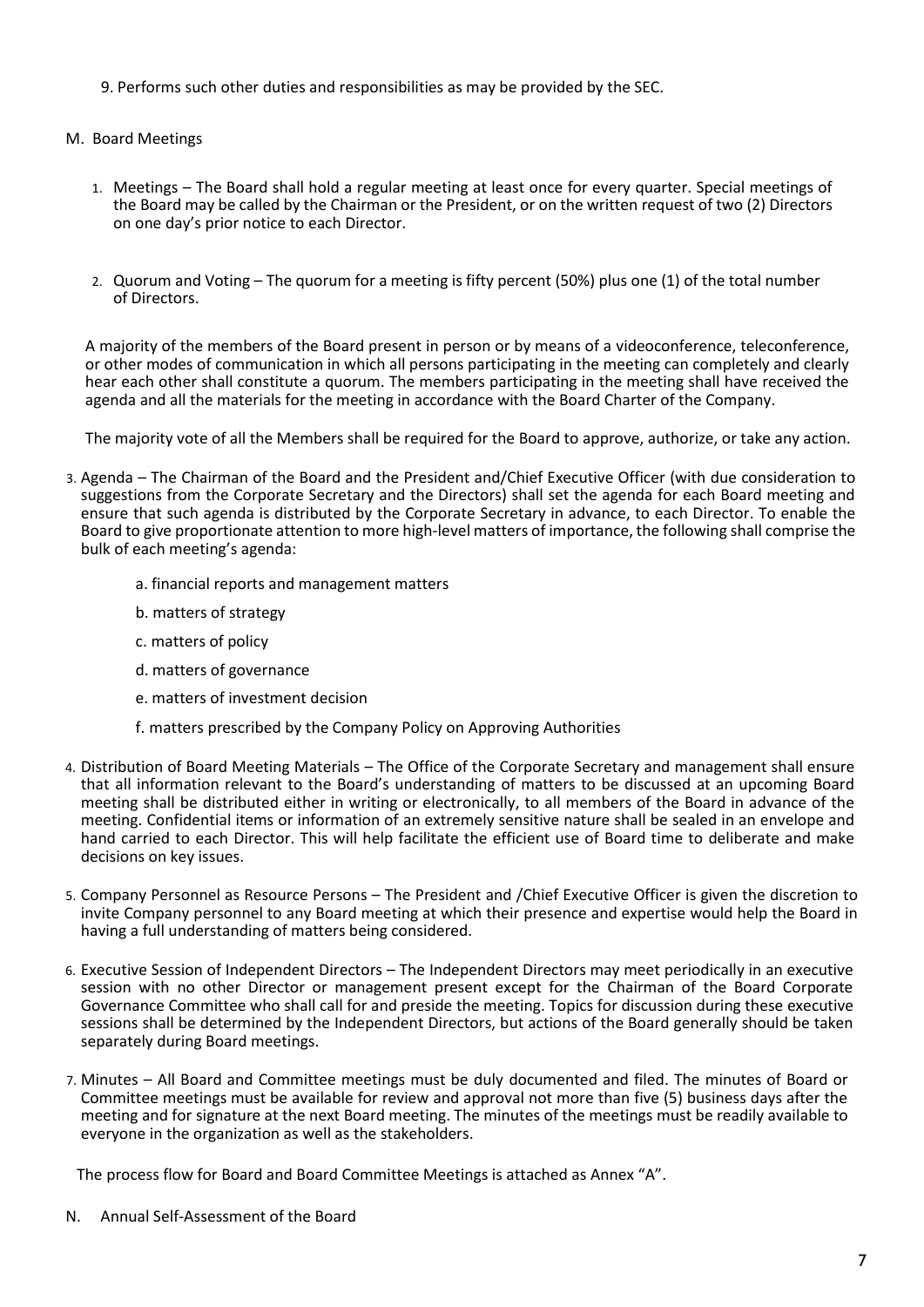9. Performs such other duties and responsibilities as may be provided by the SEC.

## M. Board Meetings

1. Meetings – The Board shall hold a regular meeting at least once for every quarter. Special meetings of the Board may be called by the Chairman or the President, or on the written request of two (2) Directors on one day's prior notice to each Director.

2. Quorum and Voting – The quorum for a meeting is fifty percent (50%) plus one (1) of the total number of Directors.

A majority of the members of the Board present in person or by means of a videoconference, teleconference, or other modes of communication in which all persons participating in the meeting can completely and clearly hear each other shall constitute a quorum. The members participating in the meeting shall have received the agenda and all the materials for the meeting in accordance with the Board Charter of the Company.

The majority vote of all the Members shall be required for the Board to approve, authorize, or take any action.

3. Agenda – The Chairman of the Board and the President and/Chief Executive Officer (with due consideration to suggestions from the Corporate Secretary and the Directors) shall set the agenda for each Board meeting and ensure that such agenda is distributed by the Corporate Secretary in advance, to each Director. To enable the Board to give proportionate attention to more high-level matters of importance, the following shall comprise the bulk of each meeting's agenda:

   a. financial reports and management matters

   b. matters of strategy

   c. matters of policy

   d. matters of governance

   e. matters of investment decision

   f. matters prescribed by the Company Policy on Approving Authorities

4. Distribution of Board Meeting Materials – The Office of the Corporate Secretary and management shall ensure that all information relevant to the Board's understanding of matters to be discussed at an upcoming Board meeting shall be distributed either in writing or electronically, to all members of the Board in advance of the meeting. Confidential items or information of an extremely sensitive nature shall be sealed in an envelope and hand carried to each Director. This will help facilitate the efficient use of Board time to deliberate and make decisions on key issues.

5. Company Personnel as Resource Persons – The President and /Chief Executive Officer is given the discretion to invite Company personnel to any Board meeting at which their presence and expertise would help the Board in having a full understanding of matters being considered.

6. Executive Session of Independent Directors – The Independent Directors may meet periodically in an executive session with no other Director or management present except for the Chairman of the Board Corporate Governance Committee who shall call for and preside the meeting. Topics for discussion during these executive sessions shall be determined by the Independent Directors, but actions of the Board generally should be taken separately during Board meetings.

7. Minutes – All Board and Committee meetings must be duly documented and filed. The minutes of Board or Committee meetings must be available for review and approval not more than five (5) business days after the meeting and for signature at the next Board meeting. The minutes of the meetings must be readily available to everyone in the organization as well as the stakeholders.

The process flow for Board and Board Committee Meetings is attached as Annex "A".

## N. Annual Self-Assessment of the Board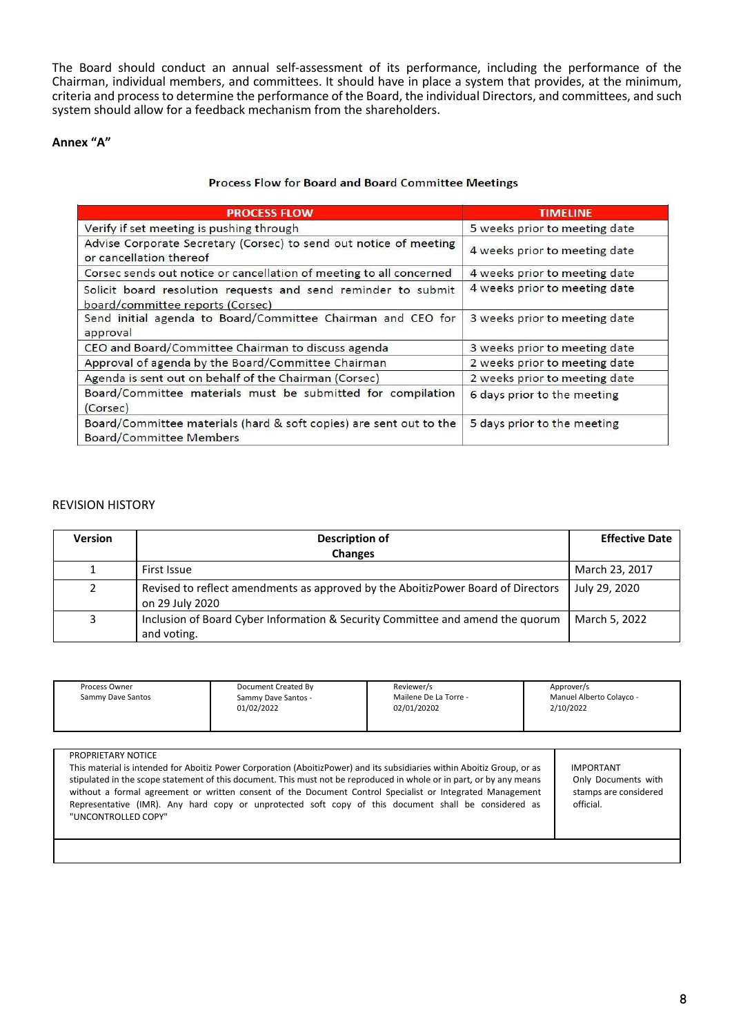The Board should conduct an annual self-assessment of its performance, including the performance of the Chairman, individual members, and committees. It should have in place a system that provides, at the minimum, criteria and process to determine the performance of the Board, the individual Directors, and committees, and such system should allow for a feedback mechanism from the shareholders.

**Annex "A"**

**Process Flow for Board and Board Committee Meetings**

| PROCESS FLOW | TIMELINE |
|---|---|
| Verify if set meeting is pushing through | 5 weeks prior to meeting date |
| Advise Corporate Secretary (Corsec) to send out notice of meeting or cancellation thereof | 4 weeks prior to meeting date |
| Corsec sends out notice or cancellation of meeting to all concerned | 4 weeks prior to meeting date |
| Solicit board resolution requests and send reminder to submit board/committee reports (Corsec) | 4 weeks prior to meeting date |
| Send initial agenda to Board/Committee Chairman and CEO for approval | 3 weeks prior to meeting date |
| CEO and Board/Committee Chairman to discuss agenda | 3 weeks prior to meeting date |
| Approval of agenda by the Board/Committee Chairman | 2 weeks prior to meeting date |
| Agenda is sent out on behalf of the Chairman (Corsec) | 2 weeks prior to meeting date |
| Board/Committee materials must be submitted for compilation (Corsec) | 6 days prior to the meeting |
| Board/Committee materials (hard & soft copies) are sent out to the Board/Committee Members | 5 days prior to the meeting |

REVISION HISTORY

| Version | Description of Changes | Effective Date |
|---|---|---|
| 1 | First Issue | March 23, 2017 |
| 2 | Revised to reflect amendments as approved by the AboitizPower Board of Directors on 29 July 2020 | July 29, 2020 |
| 3 | Inclusion of Board Cyber Information & Security Committee and amend the quorum and voting. | March 5, 2022 |

| Process Owner | Document Created By | Reviewer/s | Approver/s |
|---|---|---|---|
| Sammy Dave Santos | Sammy Dave Santos - 01/02/2022 | Mailene De La Torre - 02/01/20202 | Manuel Alberto Colayco - 2/10/2022 |

| | |
|---|---|
| PROPRIETARY NOTICE<br>This material is intended for Aboitiz Power Corporation (AboitizPower) and its subsidiaries within Aboitiz Group, or as stipulated in the scope statement of this document. This must not be reproduced in whole or in part, or by any means without a formal agreement or written consent of the Document Control Specialist or Integrated Management Representative (IMR). Any hard copy or unprotected soft copy of this document shall be considered as "UNCONTROLLED COPY" | IMPORTANT<br>Only Documents with stamps are considered official. |